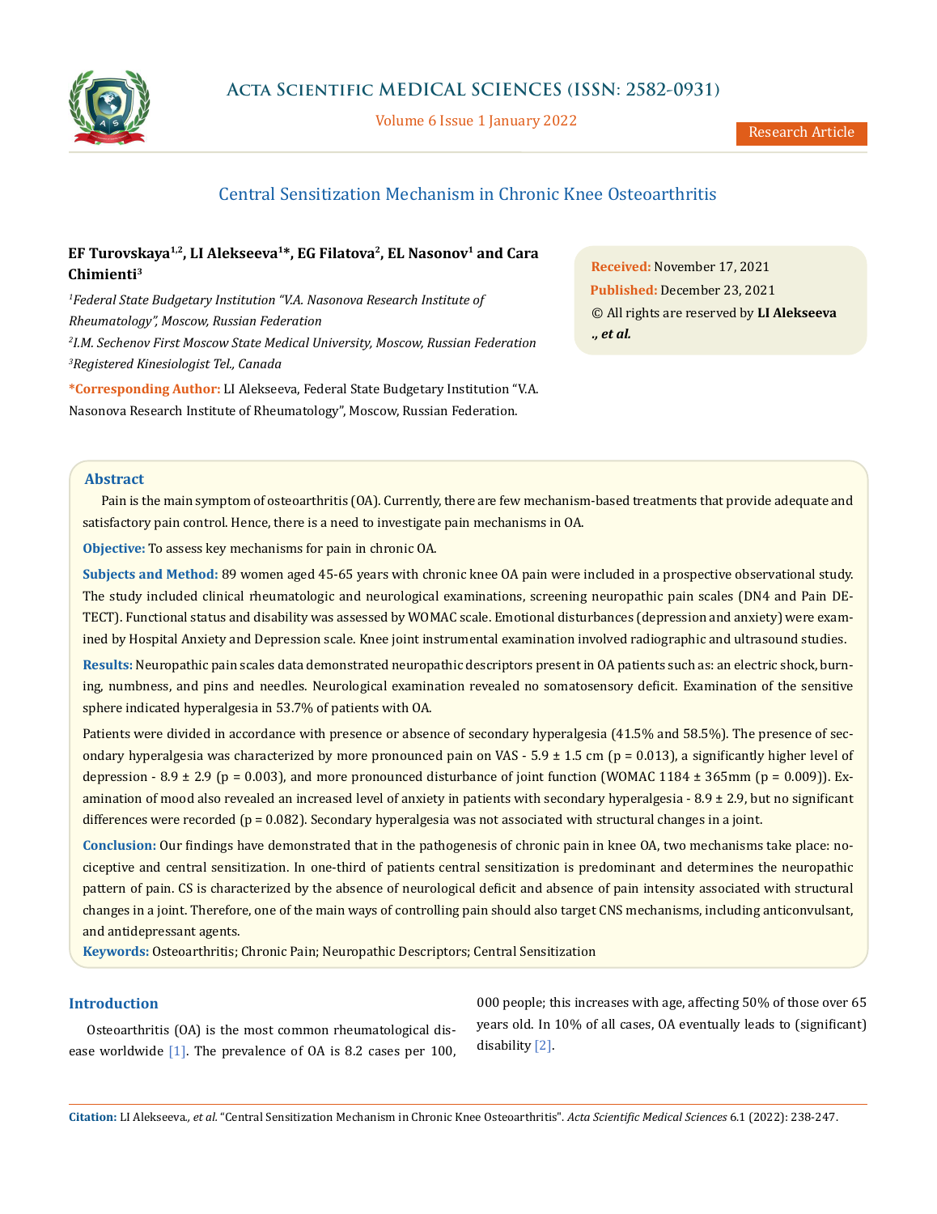# Central Sensitization Mechanism in Chronic Knee Osteoarthritis

**EF Turovskaya[1,2], LI Alekseeva[1]*, EG Filatova[2], EL Nasonov[1] and Cara Chimienti[3]**

[1]*Federal State Budgetary Institution "V.A. Nasonova Research Institute of Rheumatology", Moscow, Russian Federation*

[2]*I.M. Sechenov First Moscow State Medical University, Moscow, Russian Federation*

[3]*Registered Kinesiologist Tel., Canada*

**\*Corresponding Author:** LI Alekseeva, Federal State Budgetary Institution "V.A. Nasonova Research Institute of Rheumatology", Moscow, Russian Federation.

**Received:** November 17, 2021
**Published:** December 23, 2021
© All rights are reserved by **LI Alekseeva *., et al.***

## Abstract

Pain is the main symptom of osteoarthritis (OA). Currently, there are few mechanism-based treatments that provide adequate and satisfactory pain control. Hence, there is a need to investigate pain mechanisms in OA.

**Objective:** To assess key mechanisms for pain in chronic OA.

**Subjects and Method:** 89 women aged 45-65 years with chronic knee OA pain were included in a prospective observational study. The study included clinical rheumatologic and neurological examinations, screening neuropathic pain scales (DN4 and Pain DETECT). Functional status and disability was assessed by WOMAC scale. Emotional disturbances (depression and anxiety) were examined by Hospital Anxiety and Depression scale. Knee joint instrumental examination involved radiographic and ultrasound studies.

**Results:** Neuropathic pain scales data demonstrated neuropathic descriptors present in OA patients such as: an electric shock, burning, numbness, and pins and needles. Neurological examination revealed no somatosensory deficit. Examination of the sensitive sphere indicated hyperalgesia in 53.7% of patients with OA.

Patients were divided in accordance with presence or absence of secondary hyperalgesia (41.5% and 58.5%). The presence of secondary hyperalgesia was characterized by more pronounced pain on VAS - 5.9 ± 1.5 cm (p = 0.013), a significantly higher level of depression - 8.9 ± 2.9 (p = 0.003), and more pronounced disturbance of joint function (WOMAC 1184 ± 365mm (p = 0.009)). Examination of mood also revealed an increased level of anxiety in patients with secondary hyperalgesia - 8.9 ± 2.9, but no significant differences were recorded (p = 0.082). Secondary hyperalgesia was not associated with structural changes in a joint.

**Conclusion:** Our findings have demonstrated that in the pathogenesis of chronic pain in knee OA, two mechanisms take place: nociceptive and central sensitization. In one-third of patients central sensitization is predominant and determines the neuropathic pattern of pain. CS is characterized by the absence of neurological deficit and absence of pain intensity associated with structural changes in a joint. Therefore, one of the main ways of controlling pain should also target CNS mechanisms, including anticonvulsant, and antidepressant agents.

**Keywords:** Osteoarthritis; Chronic Pain; Neuropathic Descriptors; Central Sensitization

## Introduction

Osteoarthritis (OA) is the most common rheumatological disease worldwide [1]. The prevalence of OA is 8.2 cases per 100,000 people; this increases with age, affecting 50% of those over 65 years old. In 10% of all cases, OA eventually leads to (significant) disability [2].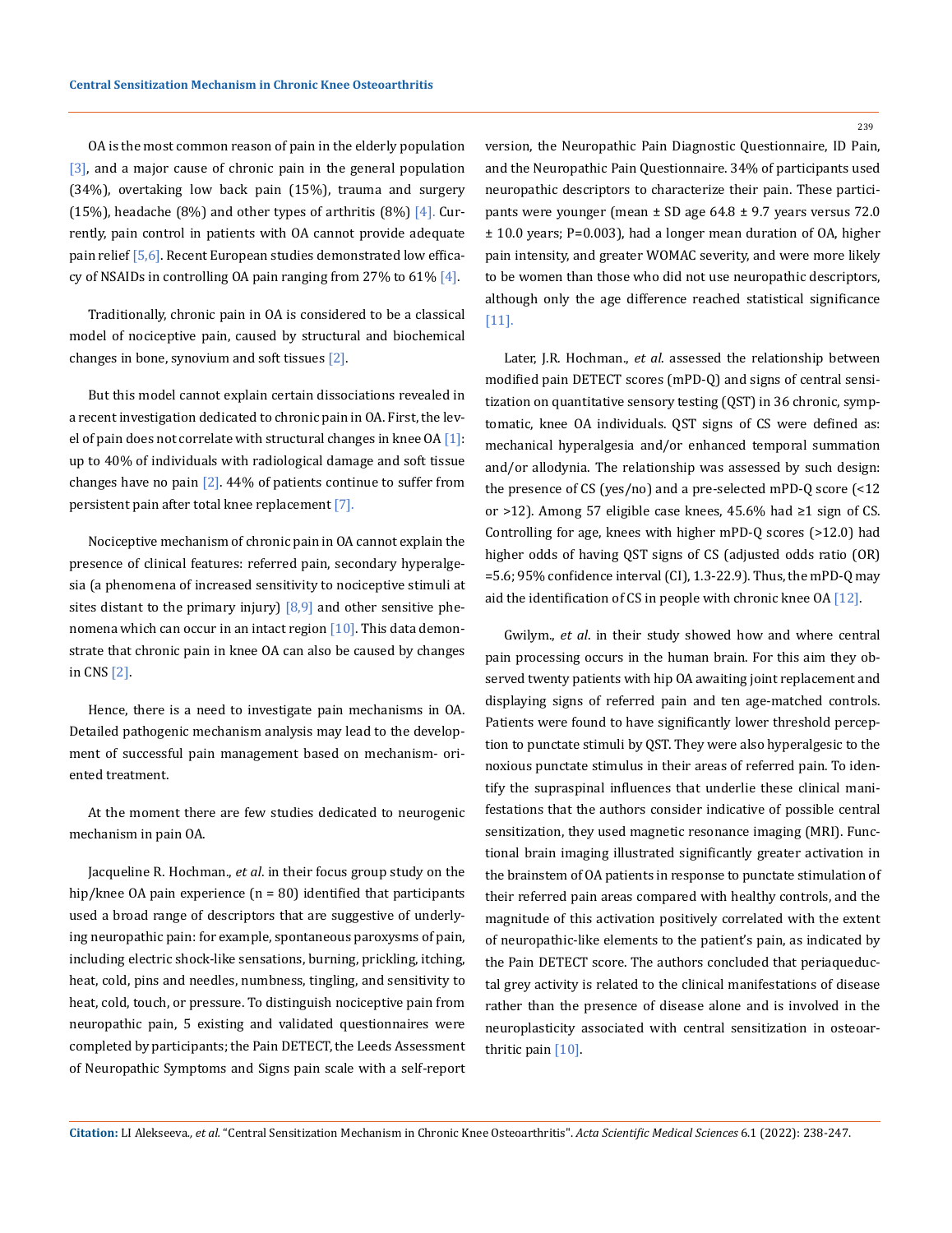OA is the most common reason of pain in the elderly population [3], and a major cause of chronic pain in the general population (34%), overtaking low back pain (15%), trauma and surgery (15%), headache (8%) and other types of arthritis (8%) [4]. Currently, pain control in patients with OA cannot provide adequate pain relief [5,6]. Recent European studies demonstrated low efficacy of NSAIDs in controlling OA pain ranging from 27% to 61% [4].

Traditionally, chronic pain in OA is considered to be a classical model of nociceptive pain, caused by structural and biochemical changes in bone, synovium and soft tissues [2].

But this model cannot explain certain dissociations revealed in a recent investigation dedicated to chronic pain in OA. First, the level of pain does not correlate with structural changes in knee OA [1]: up to 40% of individuals with radiological damage and soft tissue changes have no pain [2]. 44% of patients continue to suffer from persistent pain after total knee replacement [7].

Nociceptive mechanism of chronic pain in OA cannot explain the presence of clinical features: referred pain, secondary hyperalgesia (a phenomena of increased sensitivity to nociceptive stimuli at sites distant to the primary injury) [8,9] and other sensitive phenomena which can occur in an intact region [10]. This data demonstrate that chronic pain in knee OA can also be caused by changes in CNS [2].

Hence, there is a need to investigate pain mechanisms in OA. Detailed pathogenic mechanism analysis may lead to the development of successful pain management based on mechanism- oriented treatment.

At the moment there are few studies dedicated to neurogenic mechanism in pain OA.

Jacqueline R. Hochman., *et al*. in their focus group study on the hip/knee OA pain experience (n = 80) identified that participants used a broad range of descriptors that are suggestive of underlying neuropathic pain: for example, spontaneous paroxysms of pain, including electric shock-like sensations, burning, prickling, itching, heat, cold, pins and needles, numbness, tingling, and sensitivity to heat, cold, touch, or pressure. To distinguish nociceptive pain from neuropathic pain, 5 existing and validated questionnaires were completed by participants; the Pain DETECT, the Leeds Assessment of Neuropathic Symptoms and Signs pain scale with a self-report version, the Neuropathic Pain Diagnostic Questionnaire, ID Pain, and the Neuropathic Pain Questionnaire. 34% of participants used neuropathic descriptors to characterize their pain. These participants were younger (mean ± SD age 64.8 ± 9.7 years versus 72.0 ± 10.0 years; P=0.003), had a longer mean duration of OA, higher pain intensity, and greater WOMAC severity, and were more likely to be women than those who did not use neuropathic descriptors, although only the age difference reached statistical significance [11].

Later, J.R. Hochman., *et al*. assessed the relationship between modified pain DETECT scores (mPD-Q) and signs of central sensitization on quantitative sensory testing (QST) in 36 chronic, symptomatic, knee OA individuals. QST signs of CS were defined as: mechanical hyperalgesia and/or enhanced temporal summation and/or allodynia. The relationship was assessed by such design: the presence of CS (yes/no) and a pre-selected mPD-Q score (<12 or >12). Among 57 eligible case knees, 45.6% had ≥1 sign of CS. Controlling for age, knees with higher mPD-Q scores (>12.0) had higher odds of having QST signs of CS (adjusted odds ratio (OR) =5.6; 95% confidence interval (CI), 1.3-22.9). Thus, the mPD-Q may aid the identification of CS in people with chronic knee OA [12].

Gwilym., *et al*. in their study showed how and where central pain processing occurs in the human brain. For this aim they observed twenty patients with hip OA awaiting joint replacement and displaying signs of referred pain and ten age-matched controls. Patients were found to have significantly lower threshold perception to punctate stimuli by QST. They were also hyperalgesic to the noxious punctate stimulus in their areas of referred pain. To identify the supraspinal influences that underlie these clinical manifestations that the authors consider indicative of possible central sensitization, they used magnetic resonance imaging (MRI). Functional brain imaging illustrated significantly greater activation in the brainstem of OA patients in response to punctate stimulation of their referred pain areas compared with healthy controls, and the magnitude of this activation positively correlated with the extent of neuropathic-like elements to the patient's pain, as indicated by the Pain DETECT score. The authors concluded that periaqueductal grey activity is related to the clinical manifestations of disease rather than the presence of disease alone and is involved in the neuroplasticity associated with central sensitization in osteoarthritic pain [10].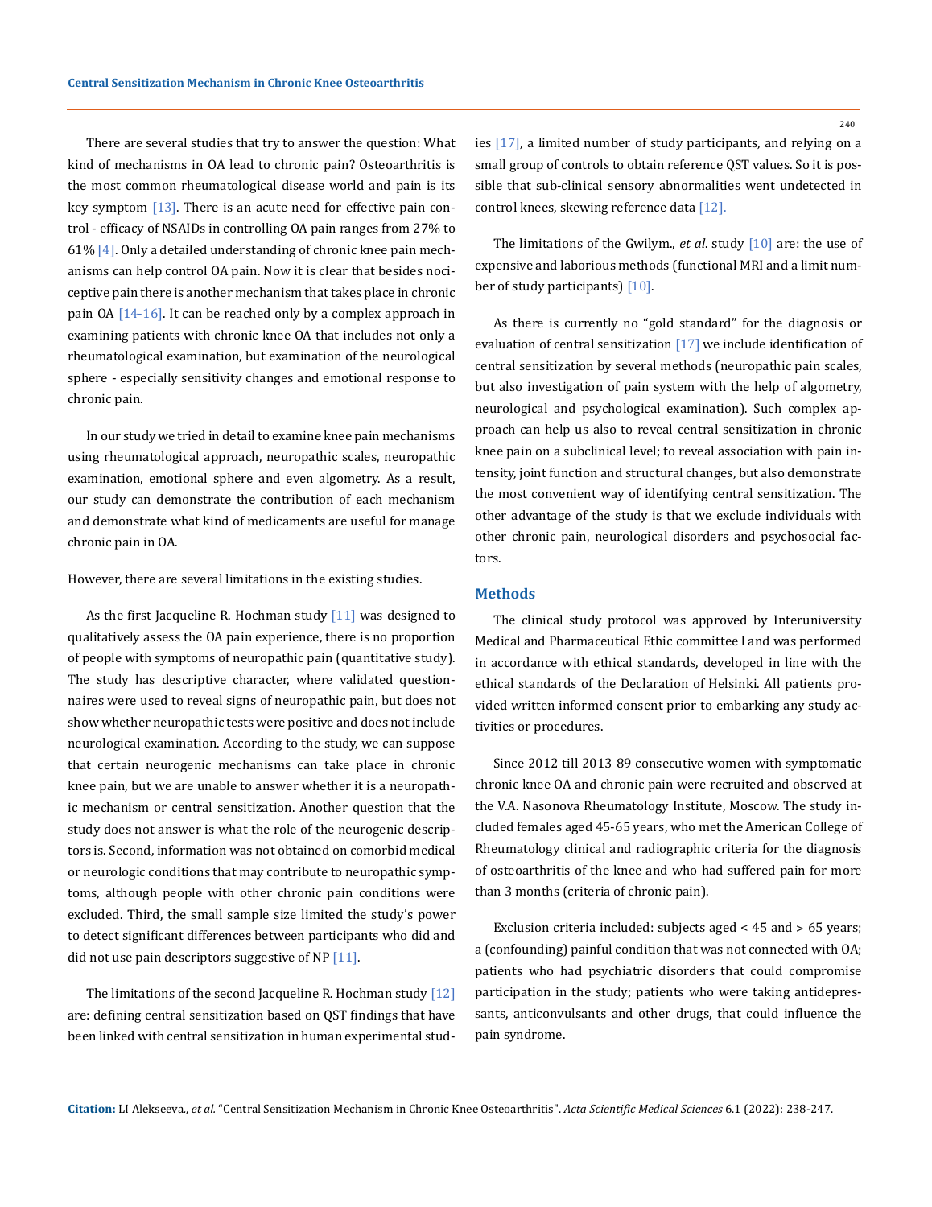There are several studies that try to answer the question: What kind of mechanisms in OA lead to chronic pain? Osteoarthritis is the most common rheumatological disease world and pain is its key symptom [13]. There is an acute need for effective pain control - efficacy of NSAIDs in controlling OA pain ranges from 27% to 61% [4]. Only a detailed understanding of chronic knee pain mechanisms can help control OA pain. Now it is clear that besides nociceptive pain there is another mechanism that takes place in chronic pain OA [14-16]. It can be reached only by a complex approach in examining patients with chronic knee OA that includes not only a rheumatological examination, but examination of the neurological sphere - especially sensitivity changes and emotional response to chronic pain.

In our study we tried in detail to examine knee pain mechanisms using rheumatological approach, neuropathic scales, neuropathic examination, emotional sphere and even algometry. As a result, our study can demonstrate the contribution of each mechanism and demonstrate what kind of medicaments are useful for manage chronic pain in OA.

However, there are several limitations in the existing studies.

As the first Jacqueline R. Hochman study [11] was designed to qualitatively assess the OA pain experience, there is no proportion of people with symptoms of neuropathic pain (quantitative study). The study has descriptive character, where validated questionnaires were used to reveal signs of neuropathic pain, but does not show whether neuropathic tests were positive and does not include neurological examination. According to the study, we can suppose that certain neurogenic mechanisms can take place in chronic knee pain, but we are unable to answer whether it is a neuropathic mechanism or central sensitization. Another question that the study does not answer is what the role of the neurogenic descriptors is. Second, information was not obtained on comorbid medical or neurologic conditions that may contribute to neuropathic symptoms, although people with other chronic pain conditions were excluded. Third, the small sample size limited the study's power to detect significant differences between participants who did and did not use pain descriptors suggestive of NP [11].

The limitations of the second Jacqueline R. Hochman study [12] are: defining central sensitization based on QST findings that have been linked with central sensitization in human experimental studies [17], a limited number of study participants, and relying on a small group of controls to obtain reference QST values. So it is possible that sub-clinical sensory abnormalities went undetected in control knees, skewing reference data [12].

The limitations of the Gwilym., *et al*. study [10] are: the use of expensive and laborious methods (functional MRI and a limit number of study participants) [10].

As there is currently no "gold standard" for the diagnosis or evaluation of central sensitization [17] we include identification of central sensitization by several methods (neuropathic pain scales, but also investigation of pain system with the help of algometry, neurological and psychological examination). Such complex approach can help us also to reveal central sensitization in chronic knee pain on a subclinical level; to reveal association with pain intensity, joint function and structural changes, but also demonstrate the most convenient way of identifying central sensitization. The other advantage of the study is that we exclude individuals with other chronic pain, neurological disorders and psychosocial factors.

## Methods

The clinical study protocol was approved by Interuniversity Medical and Pharmaceutical Ethic committee l and was performed in accordance with ethical standards, developed in line with the ethical standards of the Declaration of Helsinki. All patients provided written informed consent prior to embarking any study activities or procedures.

Since 2012 till 2013 89 consecutive women with symptomatic chronic knee OA and chronic pain were recruited and observed at the V.A. Nasonova Rheumatology Institute, Moscow. The study included females aged 45-65 years, who met the American College of Rheumatology clinical and radiographic criteria for the diagnosis of osteoarthritis of the knee and who had suffered pain for more than 3 months (criteria of chronic pain).

Exclusion criteria included: subjects aged < 45 and > 65 years; a (confounding) painful condition that was not connected with OA; patients who had psychiatric disorders that could compromise participation in the study; patients who were taking antidepressants, anticonvulsants and other drugs, that could influence the pain syndrome.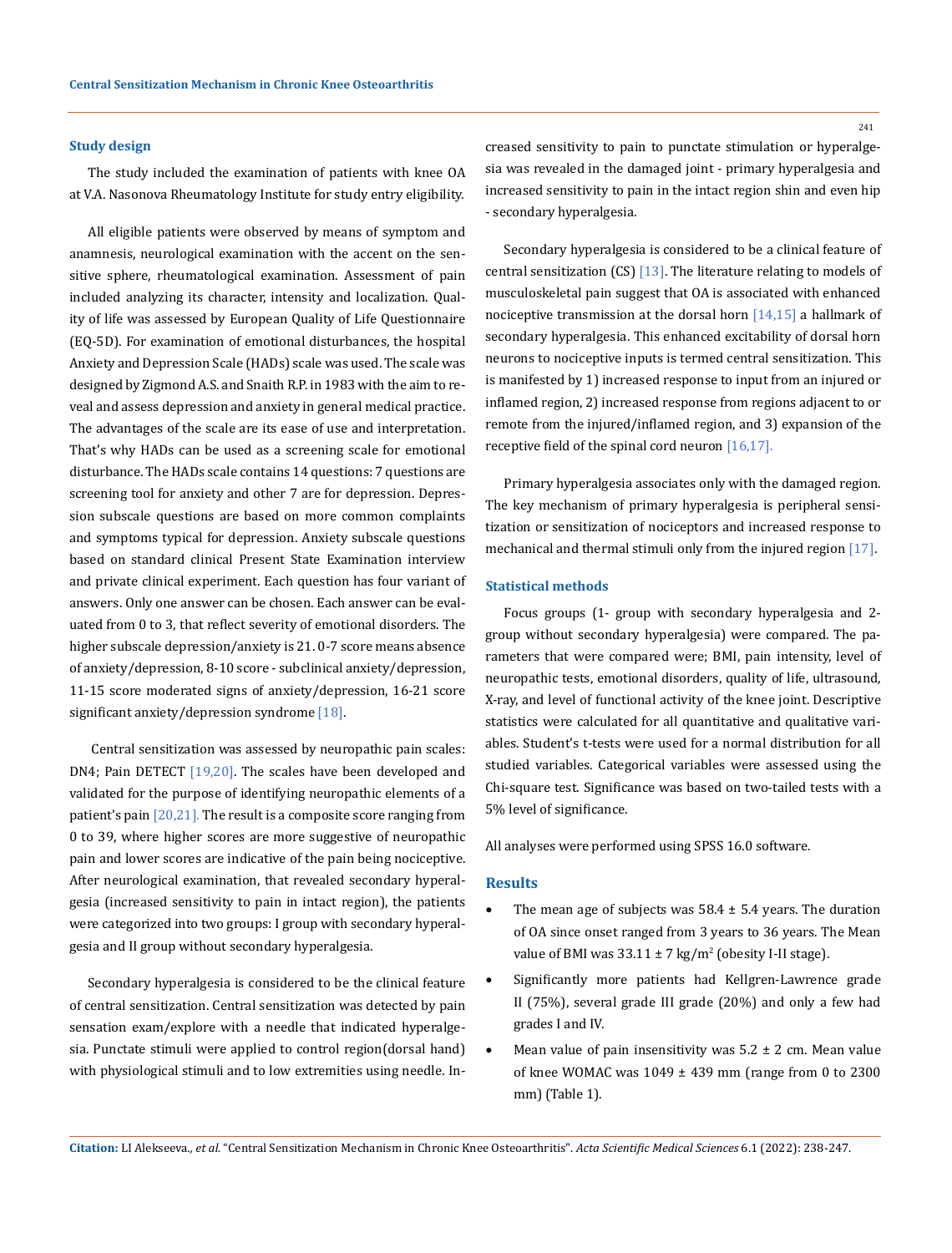### Study design

The study included the examination of patients with knee OA at V.A. Nasonova Rheumatology Institute for study entry eligibility.

All eligible patients were observed by means of symptom and anamnesis, neurological examination with the accent on the sensitive sphere, rheumatological examination. Assessment of pain included analyzing its character, intensity and localization. Quality of life was assessed by European Quality of Life Questionnaire (EQ-5D). For examination of emotional disturbances, the hospital Anxiety and Depression Scale (HADs) scale was used. The scale was designed by Zigmond A.S. and Snaith R.P. in 1983 with the aim to reveal and assess depression and anxiety in general medical practice. The advantages of the scale are its ease of use and interpretation. That's why HADs can be used as a screening scale for emotional disturbance. The HADs scale contains 14 questions: 7 questions are screening tool for anxiety and other 7 are for depression. Depression subscale questions are based on more common complaints and symptoms typical for depression. Anxiety subscale questions based on standard clinical Present State Examination interview and private clinical experiment. Each question has four variant of answers. Only one answer can be chosen. Each answer can be evaluated from 0 to 3, that reflect severity of emotional disorders. The higher subscale depression/anxiety is 21. 0-7 score means absence of anxiety/depression, 8-10 score - subclinical anxiety/depression, 11-15 score moderated signs of anxiety/depression, 16-21 score significant anxiety/depression syndrome [18].

Central sensitization was assessed by neuropathic pain scales: DN4; Pain DETECT [19,20]. The scales have been developed and validated for the purpose of identifying neuropathic elements of a patient's pain [20,21]. The result is a composite score ranging from 0 to 39, where higher scores are more suggestive of neuropathic pain and lower scores are indicative of the pain being nociceptive. After neurological examination, that revealed secondary hyperalgesia (increased sensitivity to pain in intact region), the patients were categorized into two groups: I group with secondary hyperalgesia and II group without secondary hyperalgesia.

Secondary hyperalgesia is considered to be the clinical feature of central sensitization. Central sensitization was detected by pain sensation exam/explore with a needle that indicated hyperalgesia. Punctate stimuli were applied to control region(dorsal hand) with physiological stimuli and to low extremities using needle. Increased sensitivity to pain to punctate stimulation or hyperalgesia was revealed in the damaged joint - primary hyperalgesia and increased sensitivity to pain in the intact region shin and even hip - secondary hyperalgesia.

Secondary hyperalgesia is considered to be a clinical feature of central sensitization (CS) [13]. The literature relating to models of musculoskeletal pain suggest that OA is associated with enhanced nociceptive transmission at the dorsal horn [14,15] a hallmark of secondary hyperalgesia. This enhanced excitability of dorsal horn neurons to nociceptive inputs is termed central sensitization. This is manifested by 1) increased response to input from an injured or inflamed region, 2) increased response from regions adjacent to or remote from the injured/inflamed region, and 3) expansion of the receptive field of the spinal cord neuron [16,17].

Primary hyperalgesia associates only with the damaged region. The key mechanism of primary hyperalgesia is peripheral sensitization or sensitization of nociceptors and increased response to mechanical and thermal stimuli only from the injured region [17].

### Statistical methods

Focus groups (1- group with secondary hyperalgesia and 2- group without secondary hyperalgesia) were compared. The parameters that were compared were; BMI, pain intensity, level of neuropathic tests, emotional disorders, quality of life, ultrasound, X-ray, and level of functional activity of the knee joint. Descriptive statistics were calculated for all quantitative and qualitative variables. Student's t-tests were used for a normal distribution for all studied variables. Categorical variables were assessed using the Chi-square test. Significance was based on two-tailed tests with a 5% level of significance.

All analyses were performed using SPSS 16.0 software.

## Results

- The mean age of subjects was 58.4 ± 5.4 years. The duration of OA since onset ranged from 3 years to 36 years. The Mean value of BMI was 33.11 ± 7 kg/m$^2$ (obesity I-II stage).
- Significantly more patients had Kellgren-Lawrence grade II (75%), several grade III grade (20%) and only a few had grades I and IV.
- Mean value of pain insensitivity was 5.2 ± 2 cm. Mean value of knee WOMAC was 1049 ± 439 mm (range from 0 to 2300 mm) (Table 1).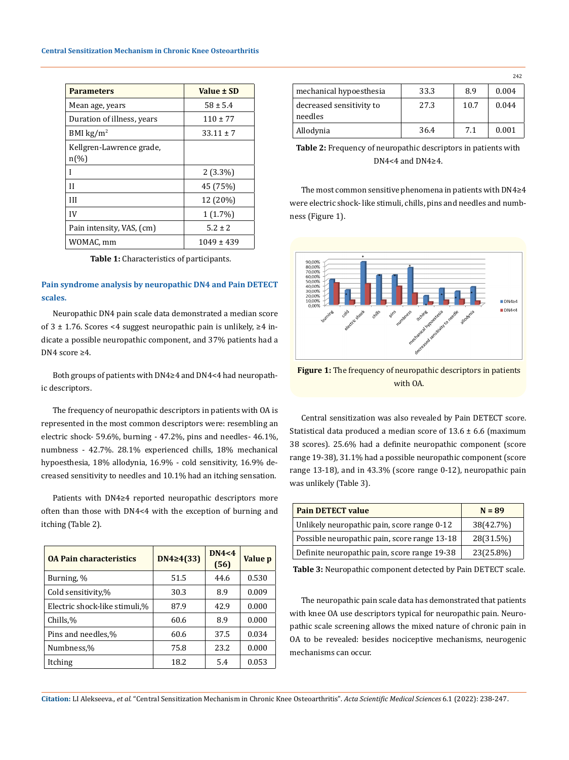| Parameters | Value ± SD |
|---|---|
| Mean age, years | 58 ± 5.4 |
| Duration of illness, years | 110 ± 77 |
| BMI kg/m$^2$ | 33.11 ± 7 |
| Kellgren-Lawrence grade, n(%) | |
| I | 2 (3.3%) |
| II | 45 (75%) |
| III | 12 (20%) |
| IV | 1 (1.7%) |
| Pain intensity, VAS, (cm) | 5.2 ± 2 |
| WOMAC, mm | 1049 ± 439 |

**Table 1:** Characteristics of participants.

## Pain syndrome analysis by neuropathic DN4 and Pain DETECT scales.

Neuropathic DN4 pain scale data demonstrated a median score of 3 ± 1.76. Scores <4 suggest neuropathic pain is unlikely, ≥4 indicate a possible neuropathic component, and 37% patients had a DN4 score ≥4.

Both groups of patients with DN4≥4 and DN4<4 had neuropathic descriptors.

The frequency of neuropathic descriptors in patients with OA is represented in the most common descriptors were: resembling an electric shock- 59.6%, burning - 47.2%, pins and needles- 46.1%, numbness - 42.7%. 28.1% experienced chills, 18% mechanical hypoesthesia, 18% allodynia, 16.9% - cold sensitivity, 16.9% decreased sensitivity to needles and 10.1% had an itching sensation.

Patients with DN4≥4 reported neuropathic descriptors more often than those with DN4<4 with the exception of burning and itching (Table 2).

| OA Pain characteristics | DN4≥4(33) | DN4<4 (56) | Value p |
|---|---|---|---|
| Burning, % | 51.5 | 44.6 | 0.530 |
| Cold sensitivity,% | 30.3 | 8.9 | 0.009 |
| Electric shock-like stimuli,% | 87.9 | 42.9 | 0.000 |
| Chills,% | 60.6 | 8.9 | 0.000 |
| Pins and needles,% | 60.6 | 37.5 | 0.034 |
| Numbness,% | 75.8 | 23.2 | 0.000 |
| Itching | 18.2 | 5.4 | 0.053 |
| mechanical hypoesthesia | 33.3 | 8.9 | 0.004 |
| decreased sensitivity to needles | 27.3 | 10.7 | 0.044 |
| Allodynia | 36.4 | 7.1 | 0.001 |

**Table 2:** Frequency of neuropathic descriptors in patients with DN4<4 and DN4≥4.

The most common sensitive phenomena in patients with DN4≥4 were electric shock- like stimuli, chills, pins and needles and numbness (Figure 1).

**Figure 1:** The frequency of neuropathic descriptors in patients with OA.

Central sensitization was also revealed by Pain DETECT score. Statistical data produced a median score of 13.6 ± 6.6 (maximum 38 scores). 25.6% had a definite neuropathic component (score range 19-38), 31.1% had a possible neuropathic component (score range 13-18), and in 43.3% (score range 0-12), neuropathic pain was unlikely (Table 3).

| Pain DETECT value | N = 89 |
|---|---|
| Unlikely neuropathic pain, score range 0-12 | 38(42.7%) |
| Possible neuropathic pain, score range 13-18 | 28(31.5%) |
| Definite neuropathic pain, score range 19-38 | 23(25.8%) |

**Table 3:** Neuropathic component detected by Pain DETECT scale.

The neuropathic pain scale data has demonstrated that patients with knee OA use descriptors typical for neuropathic pain. Neuropathic scale screening allows the mixed nature of chronic pain in OA to be revealed: besides nociceptive mechanisms, neurogenic mechanisms can occur.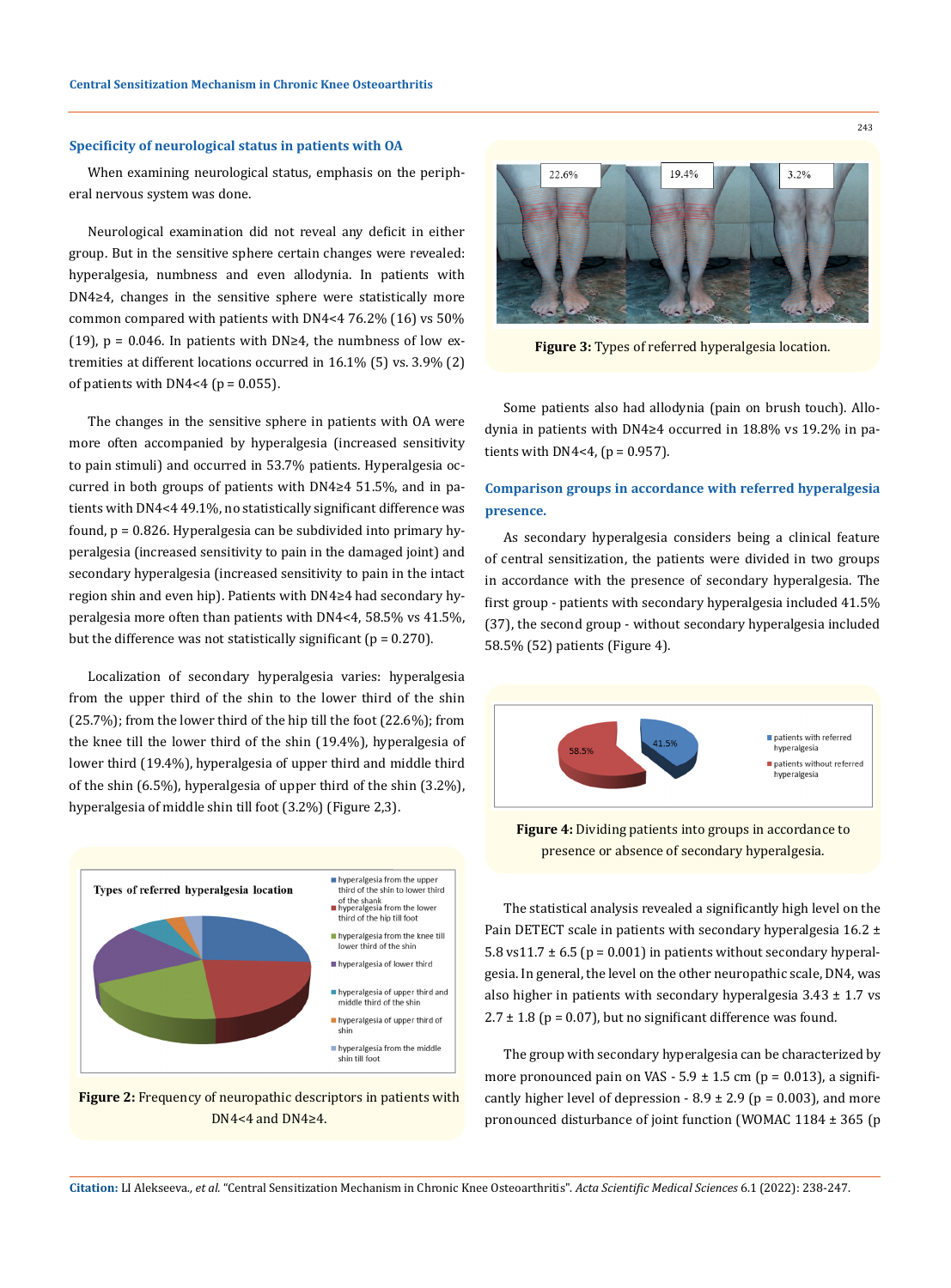### Specificity of neurological status in patients with OA

When examining neurological status, emphasis on the peripheral nervous system was done.

Neurological examination did not reveal any deficit in either group. But in the sensitive sphere certain changes were revealed: hyperalgesia, numbness and even allodynia. In patients with DN4≥4, changes in the sensitive sphere were statistically more common compared with patients with DN4<4 76.2% (16) vs 50% (19), p = 0.046. In patients with DN≥4, the numbness of low extremities at different locations occurred in 16.1% (5) vs. 3.9% (2) of patients with DN4<4 (p = 0.055).

The changes in the sensitive sphere in patients with OA were more often accompanied by hyperalgesia (increased sensitivity to pain stimuli) and occurred in 53.7% patients. Hyperalgesia occurred in both groups of patients with DN4≥4 51.5%, and in patients with DN4<4 49.1%, no statistically significant difference was found, p = 0.826. Hyperalgesia can be subdivided into primary hyperalgesia (increased sensitivity to pain in the damaged joint) and secondary hyperalgesia (increased sensitivity to pain in the intact region shin and even hip). Patients with DN4≥4 had secondary hyperalgesia more often than patients with DN4<4, 58.5% vs 41.5%, but the difference was not statistically significant (p = 0.270).

Localization of secondary hyperalgesia varies: hyperalgesia from the upper third of the shin to the lower third of the shin (25.7%); from the lower third of the hip till the foot (22.6%); from the knee till the lower third of the shin (19.4%), hyperalgesia of lower third (19.4%), hyperalgesia of upper third and middle third of the shin (6.5%), hyperalgesia of upper third of the shin (3.2%), hyperalgesia of middle shin till foot (3.2%) (Figure 2,3).

Figure 2: Frequency of neuropathic descriptors in patients with DN4<4 and DN4≥4.

Figure 3: Types of referred hyperalgesia location.

Some patients also had allodynia (pain on brush touch). Allodynia in patients with DN4≥4 occurred in 18.8% vs 19.2% in patients with DN4<4, (p = 0.957).

### Comparison groups in accordance with referred hyperalgesia presence.

As secondary hyperalgesia considers being a clinical feature of central sensitization, the patients were divided in two groups in accordance with the presence of secondary hyperalgesia. The first group - patients with secondary hyperalgesia included 41.5% (37), the second group - without secondary hyperalgesia included 58.5% (52) patients (Figure 4).

Figure 4: Dividing patients into groups in accordance to presence or absence of secondary hyperalgesia.

The statistical analysis revealed a significantly high level on the Pain DETECT scale in patients with secondary hyperalgesia 16.2 ± 5.8 vs11.7 ± 6.5 (p = 0.001) in patients without secondary hyperalgesia. In general, the level on the other neuropathic scale, DN4, was also higher in patients with secondary hyperalgesia 3.43 ± 1.7 vs 2.7 ± 1.8 (p = 0.07), but no significant difference was found.

The group with secondary hyperalgesia can be characterized by more pronounced pain on VAS - 5.9 ± 1.5 cm (p = 0.013), a significantly higher level of depression - 8.9 ± 2.9 (p = 0.003), and more pronounced disturbance of joint function (WOMAC 1184 ± 365 (p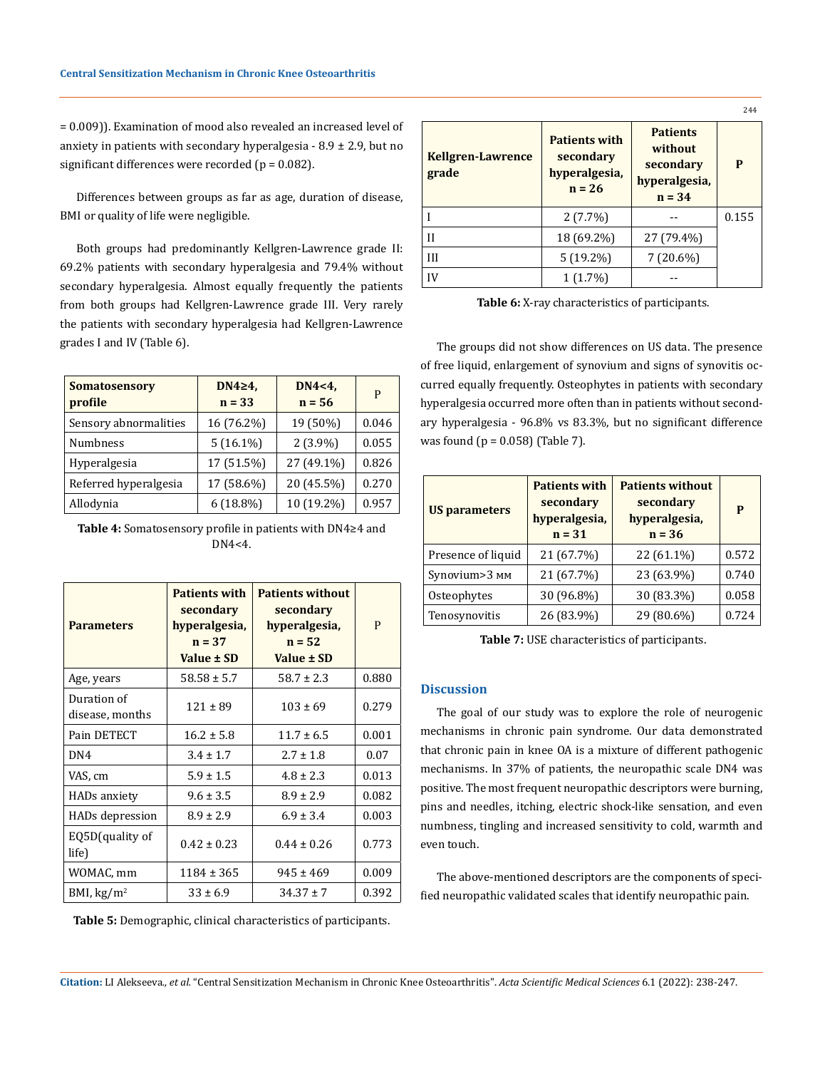= 0.009)). Examination of mood also revealed an increased level of anxiety in patients with secondary hyperalgesia - 8.9 ± 2.9, but no significant differences were recorded (p = 0.082).

Differences between groups as far as age, duration of disease, BMI or quality of life were negligible.

Both groups had predominantly Kellgren-Lawrence grade II: 69.2% patients with secondary hyperalgesia and 79.4% without secondary hyperalgesia. Almost equally frequently the patients from both groups had Kellgren-Lawrence grade III. Very rarely the patients with secondary hyperalgesia had Kellgren-Lawrence grades I and IV (Table 6).

| Somatosensory profile | DN4≥4, n = 33 | DN4<4, n = 56 | P |
|---|---|---|---|
| Sensory abnormalities | 16 (76.2%) | 19 (50%) | 0.046 |
| Numbness | 5 (16.1%) | 2 (3.9%) | 0.055 |
| Hyperalgesia | 17 (51.5%) | 27 (49.1%) | 0.826 |
| Referred hyperalgesia | 17 (58.6%) | 20 (45.5%) | 0.270 |
| Allodynia | 6 (18.8%) | 10 (19.2%) | 0.957 |

**Table 4:** Somatosensory profile in patients with DN4≥4 and DN4<4.

| Parameters | Patients with secondary hyperalgesia, n = 37 Value ± SD | Patients without secondary hyperalgesia, n = 52 Value ± SD | P |
|---|---|---|---|
| Age, years | 58.58 ± 5.7 | 58.7 ± 2.3 | 0.880 |
| Duration of disease, months | 121 ± 89 | 103 ± 69 | 0.279 |
| Pain DETECT | 16.2 ± 5.8 | 11.7 ± 6.5 | 0.001 |
| DN4 | 3.4 ± 1.7 | 2.7 ± 1.8 | 0.07 |
| VAS, cm | 5.9 ± 1.5 | 4.8 ± 2.3 | 0.013 |
| HADs anxiety | 9.6 ± 3.5 | 8.9 ± 2.9 | 0.082 |
| HADs depression | 8.9 ± 2.9 | 6.9 ± 3.4 | 0.003 |
| EQ5D(quality of life) | 0.42 ± 0.23 | 0.44 ± 0.26 | 0.773 |
| WOMAC, mm | 1184 ± 365 | 945 ± 469 | 0.009 |
| BMI, kg/m$^2$ | 33 ± 6.9 | 34.37 ± 7 | 0.392 |

**Table 5:** Demographic, clinical characteristics of participants.

| Kellgren-Lawrence grade | Patients with secondary hyperalgesia, n = 26 | Patients without secondary hyperalgesia, n = 34 | P |
|---|---|---|---|
| I | 2 (7.7%) | -- | 0.155 |
| II | 18 (69.2%) | 27 (79.4%) | |
| III | 5 (19.2%) | 7 (20.6%) | |
| IV | 1 (1.7%) | -- | |

**Table 6:** X-ray characteristics of participants.

The groups did not show differences on US data. The presence of free liquid, enlargement of synovium and signs of synovitis occurred equally frequently. Osteophytes in patients with secondary hyperalgesia occurred more often than in patients without secondary hyperalgesia - 96.8% vs 83.3%, but no significant difference was found (p = 0.058) (Table 7).

| US parameters | Patients with secondary hyperalgesia, n = 31 | Patients without secondary hyperalgesia, n = 36 | P |
|---|---|---|---|
| Presence of liquid | 21 (67.7%) | 22 (61.1%) | 0.572 |
| Synovium>3 мм | 21 (67.7%) | 23 (63.9%) | 0.740 |
| Osteophytes | 30 (96.8%) | 30 (83.3%) | 0.058 |
| Tenosynovitis | 26 (83.9%) | 29 (80.6%) | 0.724 |

**Table 7:** USE characteristics of participants.

## Discussion

The goal of our study was to explore the role of neurogenic mechanisms in chronic pain syndrome. Our data demonstrated that chronic pain in knee OA is a mixture of different pathogenic mechanisms. In 37% of patients, the neuropathic scale DN4 was positive. The most frequent neuropathic descriptors were burning, pins and needles, itching, electric shock-like sensation, and even numbness, tingling and increased sensitivity to cold, warmth and even touch.

The above-mentioned descriptors are the components of specified neuropathic validated scales that identify neuropathic pain.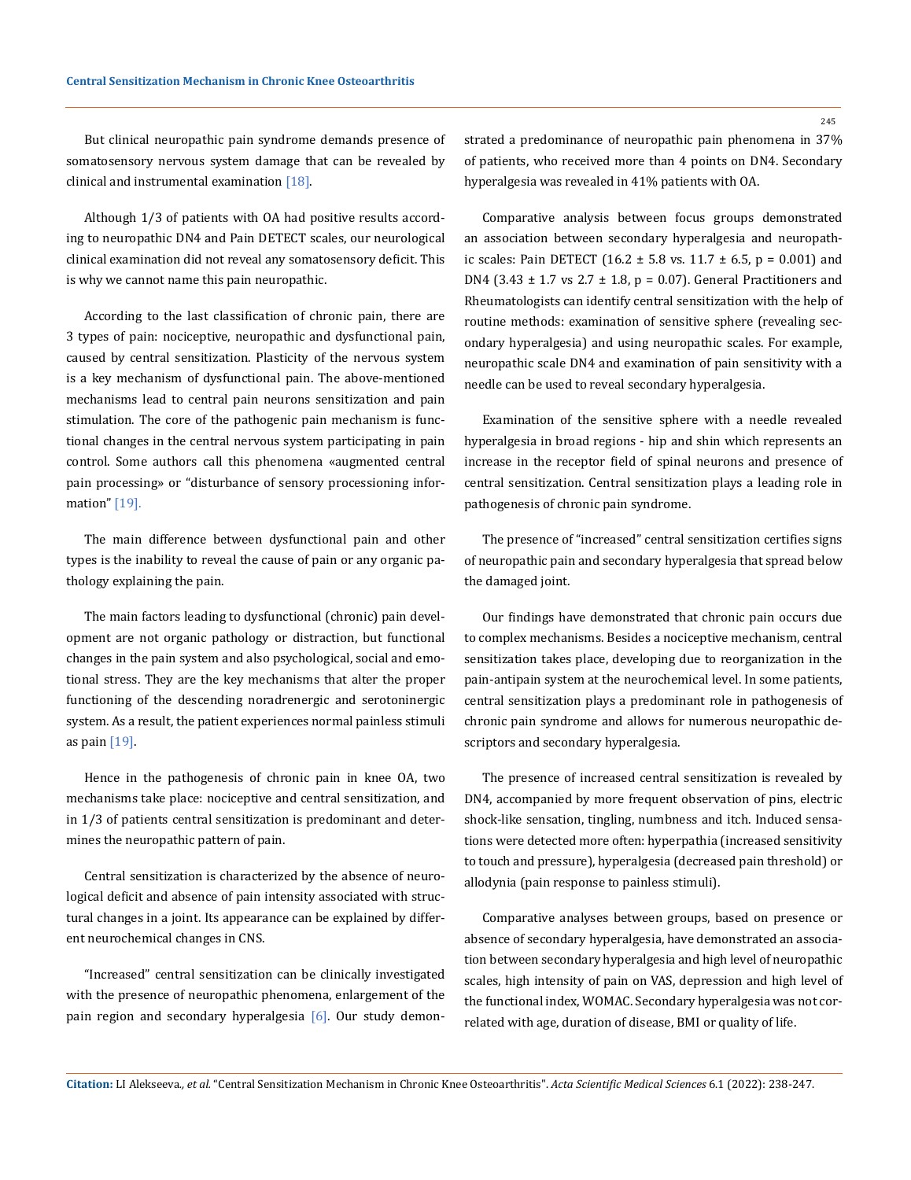But clinical neuropathic pain syndrome demands presence of somatosensory nervous system damage that can be revealed by clinical and instrumental examination [18].

Although 1/3 of patients with OA had positive results according to neuropathic DN4 and Pain DETECT scales, our neurological clinical examination did not reveal any somatosensory deficit. This is why we cannot name this pain neuropathic.

According to the last classification of chronic pain, there are 3 types of pain: nociceptive, neuropathic and dysfunctional pain, caused by central sensitization. Plasticity of the nervous system is a key mechanism of dysfunctional pain. The above-mentioned mechanisms lead to central pain neurons sensitization and pain stimulation. The core of the pathogenic pain mechanism is functional changes in the central nervous system participating in pain control. Some authors call this phenomena «augmented central pain processing» or "disturbance of sensory processioning information" [19].

The main difference between dysfunctional pain and other types is the inability to reveal the cause of pain or any organic pathology explaining the pain.

The main factors leading to dysfunctional (chronic) pain development are not organic pathology or distraction, but functional changes in the pain system and also psychological, social and emotional stress. They are the key mechanisms that alter the proper functioning of the descending noradrenergic and serotoninergic system. As a result, the patient experiences normal painless stimuli as pain [19].

Hence in the pathogenesis of chronic pain in knee OA, two mechanisms take place: nociceptive and central sensitization, and in 1/3 of patients central sensitization is predominant and determines the neuropathic pattern of pain.

Central sensitization is characterized by the absence of neurological deficit and absence of pain intensity associated with structural changes in a joint. Its appearance can be explained by different neurochemical changes in CNS.

"Increased" central sensitization can be clinically investigated with the presence of neuropathic phenomena, enlargement of the pain region and secondary hyperalgesia [6]. Our study demonstrated a predominance of neuropathic pain phenomena in 37% of patients, who received more than 4 points on DN4. Secondary hyperalgesia was revealed in 41% patients with OA.

Comparative analysis between focus groups demonstrated an association between secondary hyperalgesia and neuropathic scales: Pain DETECT (16.2 ± 5.8 vs. 11.7 ± 6.5, $p = 0.001$) and DN4 (3.43 ± 1.7 vs 2.7 ± 1.8, $p = 0.07$). General Practitioners and Rheumatologists can identify central sensitization with the help of routine methods: examination of sensitive sphere (revealing secondary hyperalgesia) and using neuropathic scales. For example, neuropathic scale DN4 and examination of pain sensitivity with a needle can be used to reveal secondary hyperalgesia.

Examination of the sensitive sphere with a needle revealed hyperalgesia in broad regions - hip and shin which represents an increase in the receptor field of spinal neurons and presence of central sensitization. Central sensitization plays a leading role in pathogenesis of chronic pain syndrome.

The presence of "increased" central sensitization certifies signs of neuropathic pain and secondary hyperalgesia that spread below the damaged joint.

Our findings have demonstrated that chronic pain occurs due to complex mechanisms. Besides a nociceptive mechanism, central sensitization takes place, developing due to reorganization in the pain-antipain system at the neurochemical level. In some patients, central sensitization plays a predominant role in pathogenesis of chronic pain syndrome and allows for numerous neuropathic descriptors and secondary hyperalgesia.

The presence of increased central sensitization is revealed by DN4, accompanied by more frequent observation of pins, electric shock-like sensation, tingling, numbness and itch. Induced sensations were detected more often: hyperpathia (increased sensitivity to touch and pressure), hyperalgesia (decreased pain threshold) or allodynia (pain response to painless stimuli).

Comparative analyses between groups, based on presence or absence of secondary hyperalgesia, have demonstrated an association between secondary hyperalgesia and high level of neuropathic scales, high intensity of pain on VAS, depression and high level of the functional index, WOMAC. Secondary hyperalgesia was not correlated with age, duration of disease, BMI or quality of life.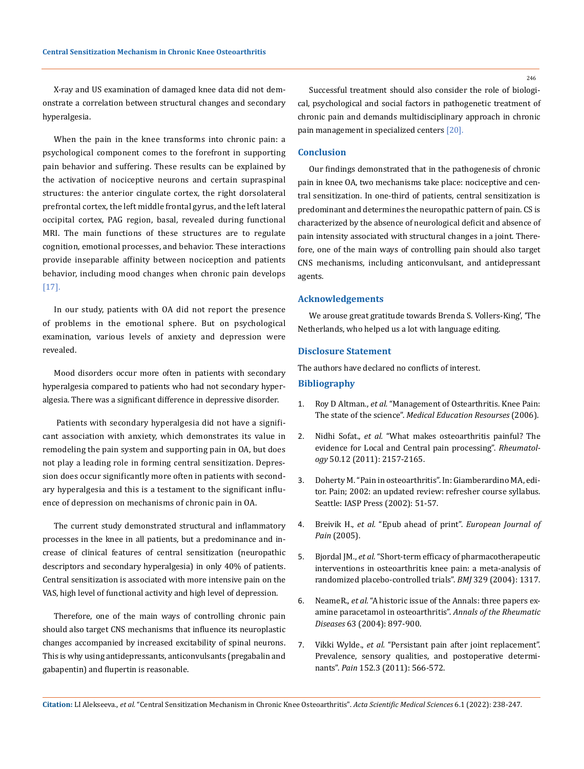X-ray and US examination of damaged knee data did not demonstrate a correlation between structural changes and secondary hyperalgesia.

When the pain in the knee transforms into chronic pain: a psychological component comes to the forefront in supporting pain behavior and suffering. These results can be explained by the activation of nociceptive neurons and certain supraspinal structures: the anterior cingulate cortex, the right dorsolateral prefrontal cortex, the left middle frontal gyrus, and the left lateral occipital cortex, PAG region, basal, revealed during functional MRI. The main functions of these structures are to regulate cognition, emotional processes, and behavior. These interactions provide inseparable affinity between nociception and patients behavior, including mood changes when chronic pain develops [17].

In our study, patients with OA did not report the presence of problems in the emotional sphere. But on psychological examination, various levels of anxiety and depression were revealed.

Mood disorders occur more often in patients with secondary hyperalgesia compared to patients who had not secondary hyperalgesia. There was a significant difference in depressive disorder.

Patients with secondary hyperalgesia did not have a significant association with anxiety, which demonstrates its value in remodeling the pain system and supporting pain in OA, but does not play a leading role in forming central sensitization. Depression does occur significantly more often in patients with secondary hyperalgesia and this is a testament to the significant influence of depression on mechanisms of chronic pain in OA.

The current study demonstrated structural and inflammatory processes in the knee in all patients, but a predominance and increase of clinical features of central sensitization (neuropathic descriptors and secondary hyperalgesia) in only 40% of patients. Central sensitization is associated with more intensive pain on the VAS, high level of functional activity and high level of depression.

Therefore, one of the main ways of controlling chronic pain should also target CNS mechanisms that influence its neuroplastic changes accompanied by increased excitability of spinal neurons. This is why using antidepressants, anticonvulsants (pregabalin and gabapentin) and flupertin is reasonable.

Successful treatment should also consider the role of biological, psychological and social factors in pathogenetic treatment of chronic pain and demands multidisciplinary approach in chronic pain management in specialized centers [20].

## Conclusion

Our findings demonstrated that in the pathogenesis of chronic pain in knee OA, two mechanisms take place: nociceptive and central sensitization. In one-third of patients, central sensitization is predominant and determines the neuropathic pattern of pain. CS is characterized by the absence of neurological deficit and absence of pain intensity associated with structural changes in a joint. Therefore, one of the main ways of controlling pain should also target CNS mechanisms, including anticonvulsant, and antidepressant agents.

## Acknowledgements

We arouse great gratitude towards Brenda S. Vollers-King', 'The Netherlands, who helped us a lot with language editing.

## Disclosure Statement

The authors have declared no conflicts of interest.

## Bibliography

1. Roy D Altman., *et al.* "Management of Ostearthritis. Knee Pain: The state of the science". *Medical Education Resourses* (2006).
2. Nidhi Sofat., *et al.* "What makes osteoarthritis painful? The evidence for Local and Central pain processing". *Rheumatology* 50.12 (2011): 2157-2165.
3. Doherty M. "Pain in osteoarthritis". In: Giamberardino MA, editor. Pain; 2002: an updated review: refresher course syllabus. Seattle: IASP Press (2002): 51-57.
4. Breivik H., *et al.* "Epub ahead of print". *European Journal of Pain* (2005).
5. Bjordal JM., *et al.* "Short-term efficacy of pharmacotherapeutic interventions in osteoarthritis knee pain: a meta-analysis of randomized placebo-controlled trials". *BMJ* 329 (2004): 1317.
6. NeameR., *et al.* "A historic issue of the Annals: three papers examine paracetamol in osteoarthritis". *Annals of the Rheumatic Diseases* 63 (2004): 897-900.
7. Vikki Wylde., *et al.* "Persistant pain after joint replacement". Prevalence, sensory qualities, and postoperative determinants". *Pain* 152.3 (2011): 566-572.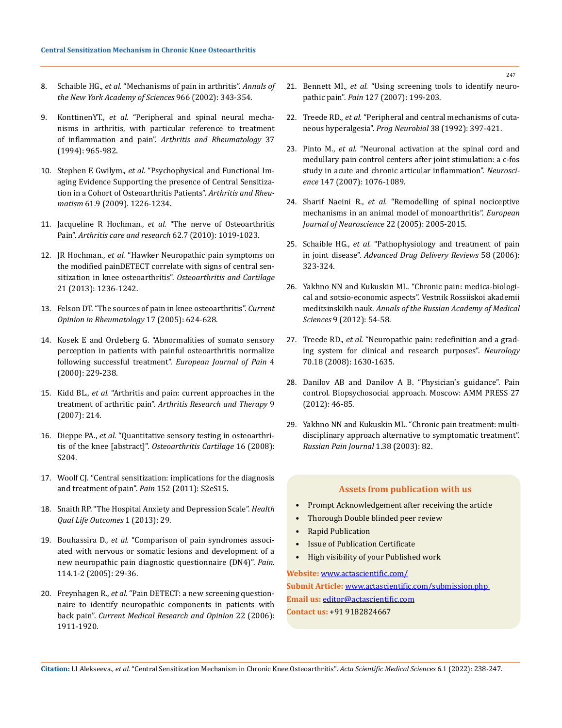8. Schaible HG., *et al.* "Mechanisms of pain in arthritis". *Annals of the New York Academy of Sciences* 966 (2002): 343-354.

9. KonttinenYT., *et al.* "Peripheral and spinal neural mechanisms in arthritis, with particular reference to treatment of inflammation and pain". *Arthritis and Rheumatology* 37 (1994): 965-982.

10. Stephen E Gwilym., *et al.* "Psychophysical and Functional Imaging Evidence Supporting the presence of Central Sensitization in a Cohort of Osteoarthritis Patients". *Arthritis and Rheumatism* 61.9 (2009). 1226-1234.

11. Jacqueline R Hochman., *et al.* "The nerve of Osteoarthritis Pain". *Arthritis care and research* 62.7 (2010): 1019-1023.

12. JR Hochman., *et al.* "Hawker Neuropathic pain symptoms on the modified painDETECT correlate with signs of central sensitization in knee osteoarthritis". *Osteoarthritis and Cartilage* 21 (2013): 1236-1242.

13. Felson DT. "The sources of pain in knee osteoarthritis". *Current Opinion in Rheumatology* 17 (2005): 624-628.

14. Kosek E and Ordeberg G. "Abnormalities of somato sensory perception in patients with painful osteoarthritis normalize following successful treatment". *European Journal of Pain* 4 (2000): 229-238.

15. Kidd BL., *et al.* "Arthritis and pain: current approaches in the treatment of arthritic pain". *Arthritis Research and Therapy* 9 (2007): 214.

16. Dieppe PA., *et al.* "Quantitative sensory testing in osteoarthritis of the knee [abstract]". *Osteoarthritis Cartilage* 16 (2008): S204.

17. Woolf CJ. "Central sensitization: implications for the diagnosis and treatment of pain". *Pain* 152 (2011): S2eS15.

18. Snaith RP. "The Hospital Anxiety and Depression Scale". *Health Qual Life Outcomes* 1 (2013): 29.

19. Bouhassira D., *et al.* "Comparison of pain syndromes associated with nervous or somatic lesions and development of a new neuropathic pain diagnostic questionnaire (DN4)". *Pain.* 114.1-2 (2005): 29-36.

20. Freynhagen R., *et al.* "Pain DETECT: a new screening questionnaire to identify neuropathic components in patients with back pain". *Current Medical Research and Opinion* 22 (2006): 1911-1920.

21. Bennett MI., *et al.* "Using screening tools to identify neuropathic pain". *Pain* 127 (2007): 199-203.

22. Treede RD., *et al.* "Peripheral and central mechanisms of cutaneous hyperalgesia". *Prog Neurobiol* 38 (1992): 397-421.

23. Pinto M., *et al.* "Neuronal activation at the spinal cord and medullary pain control centers after joint stimulation: a c-fos study in acute and chronic articular inflammation". *Neuroscience* 147 (2007): 1076-1089.

24. Sharif Naeini R., *et al.* "Remodelling of spinal nociceptive mechanisms in an animal model of monoarthritis". *European Journal of Neuroscience* 22 (2005): 2005-2015.

25. Schaible HG., *et al.* "Pathophysiology and treatment of pain in joint disease". *Advanced Drug Delivery Reviews* 58 (2006): 323-324.

26. Yakhno NN and Kukuskin ML. "Chronic pain: medica-biological and sotsio-economic aspects". Vestnik Rossiiskoi akademii meditsinskikh nauk. *Annals of the Russian Academy of Medical Sciences* 9 (2012): 54-58.

27. Treede RD., *et al.* "Neuropathic pain: redefinition and a grading system for clinical and research purposes". *Neurology* 70.18 (2008): 1630-1635.

28. Danilov AB and Danilov A B. "Physician's guidance". Pain control. Biopsychosocial approach. Moscow: AMM PRESS 27 (2012): 46-85.

29. Yakhno NN and Kukuskin ML. "Chronic pain treatment: multidisciplinary approach alternative to symptomatic treatment". *Russian Pain Journal* 1.38 (2003): 82.

### Assets from publication with us

- Prompt Acknowledgement after receiving the article
- Thorough Double blinded peer review
- Rapid Publication
- Issue of Publication Certificate
- High visibility of your Published work

**Website:** www.actascientific.com/
**Submit Article:** www.actascientific.com/submission.php
**Email us:** editor@actascientific.com
**Contact us:** +91 9182824667